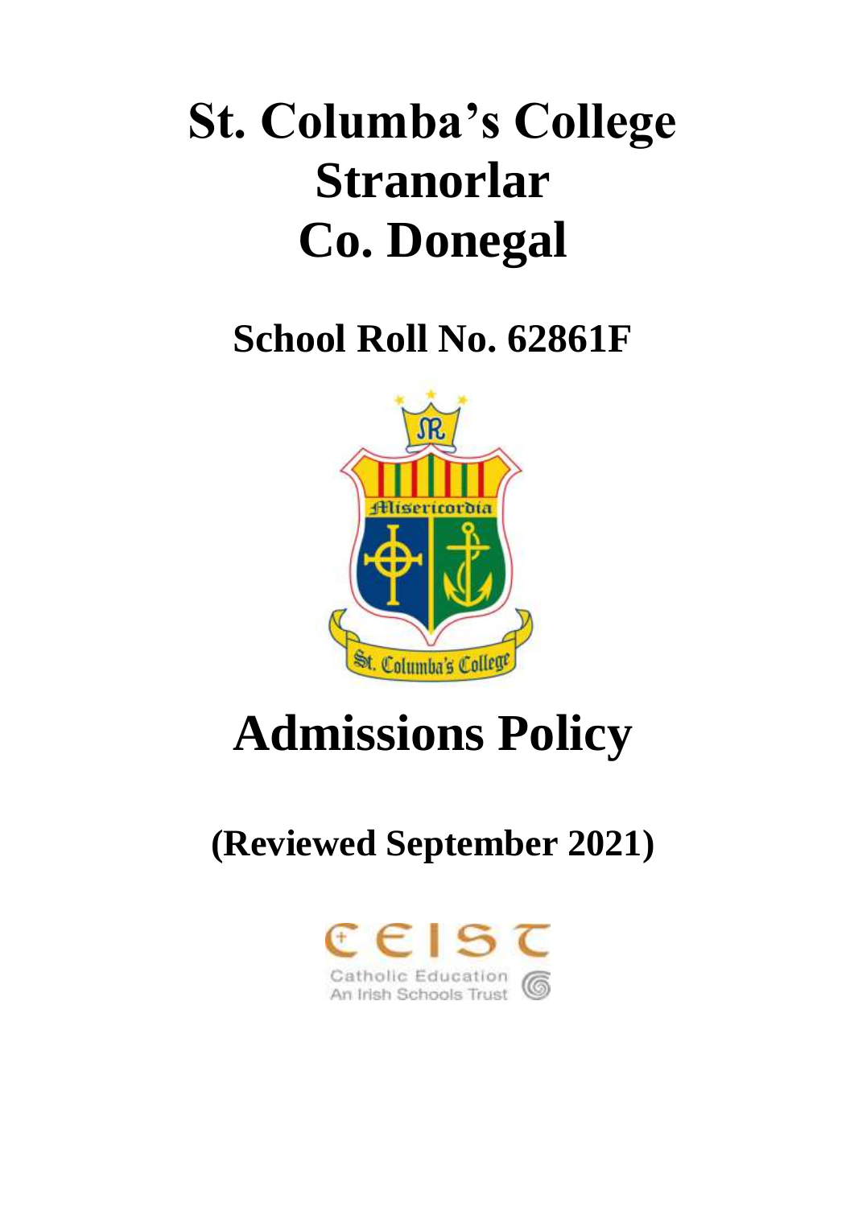# St. Columba's College Stranorlar Co. Donegal

## School Roll No. 62861F

# Admissions Policy

## (Reviewed September 2021)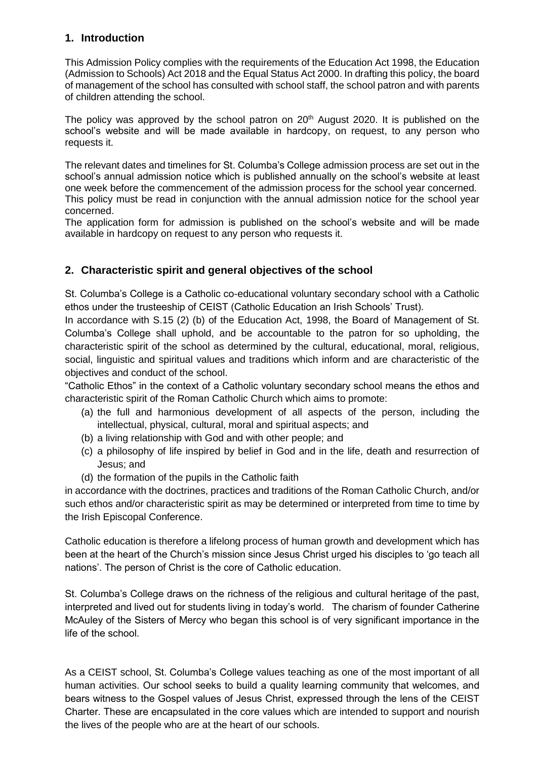## 1. Introduction

This Admission Policy complies with the requirements of the Education Act 1998, the Education (Admission to Schools) Act 2018 and the Equal Status Act 2000. In drafting this policy, the board of management of the school has consulted with school staff, the school patron and with parents of children attending the school.

The policy was approved by the school patron on 20th August 2020. It is published on the school's website and will be made available in hardcopy, on request, to any person who requests it.

The relevant dates and timelines for St. Columba's College admission process are set out in the school's annual admission notice which is published annually on the school's website at least one week before the commencement of the admission process for the school year concerned. This policy must be read in conjunction with the annual admission notice for the school year concerned.
The application form for admission is published on the school's website and will be made available in hardcopy on request to any person who requests it.

## 2. Characteristic spirit and general objectives of the school

St. Columba's College is a Catholic co-educational voluntary secondary school with a Catholic ethos under the trusteeship of CEIST (Catholic Education an Irish Schools' Trust).
In accordance with S.15 (2) (b) of the Education Act, 1998, the Board of Management of St. Columba's College shall uphold, and be accountable to the patron for so upholding, the characteristic spirit of the school as determined by the cultural, educational, moral, religious, social, linguistic and spiritual values and traditions which inform and are characteristic of the objectives and conduct of the school.
"Catholic Ethos" in the context of a Catholic voluntary secondary school means the ethos and characteristic spirit of the Roman Catholic Church which aims to promote:

(a) the full and harmonious development of all aspects of the person, including the intellectual, physical, cultural, moral and spiritual aspects; and
(b) a living relationship with God and with other people; and
(c) a philosophy of life inspired by belief in God and in the life, death and resurrection of Jesus; and
(d) the formation of the pupils in the Catholic faith

in accordance with the doctrines, practices and traditions of the Roman Catholic Church, and/or such ethos and/or characteristic spirit as may be determined or interpreted from time to time by the Irish Episcopal Conference.

Catholic education is therefore a lifelong process of human growth and development which has been at the heart of the Church's mission since Jesus Christ urged his disciples to 'go teach all nations'. The person of Christ is the core of Catholic education.

St. Columba's College draws on the richness of the religious and cultural heritage of the past, interpreted and lived out for students living in today's world. The charism of founder Catherine McAuley of the Sisters of Mercy who began this school is of very significant importance in the life of the school.

As a CEIST school, St. Columba's College values teaching as one of the most important of all human activities. Our school seeks to build a quality learning community that welcomes, and bears witness to the Gospel values of Jesus Christ, expressed through the lens of the CEIST Charter. These are encapsulated in the core values which are intended to support and nourish the lives of the people who are at the heart of our schools.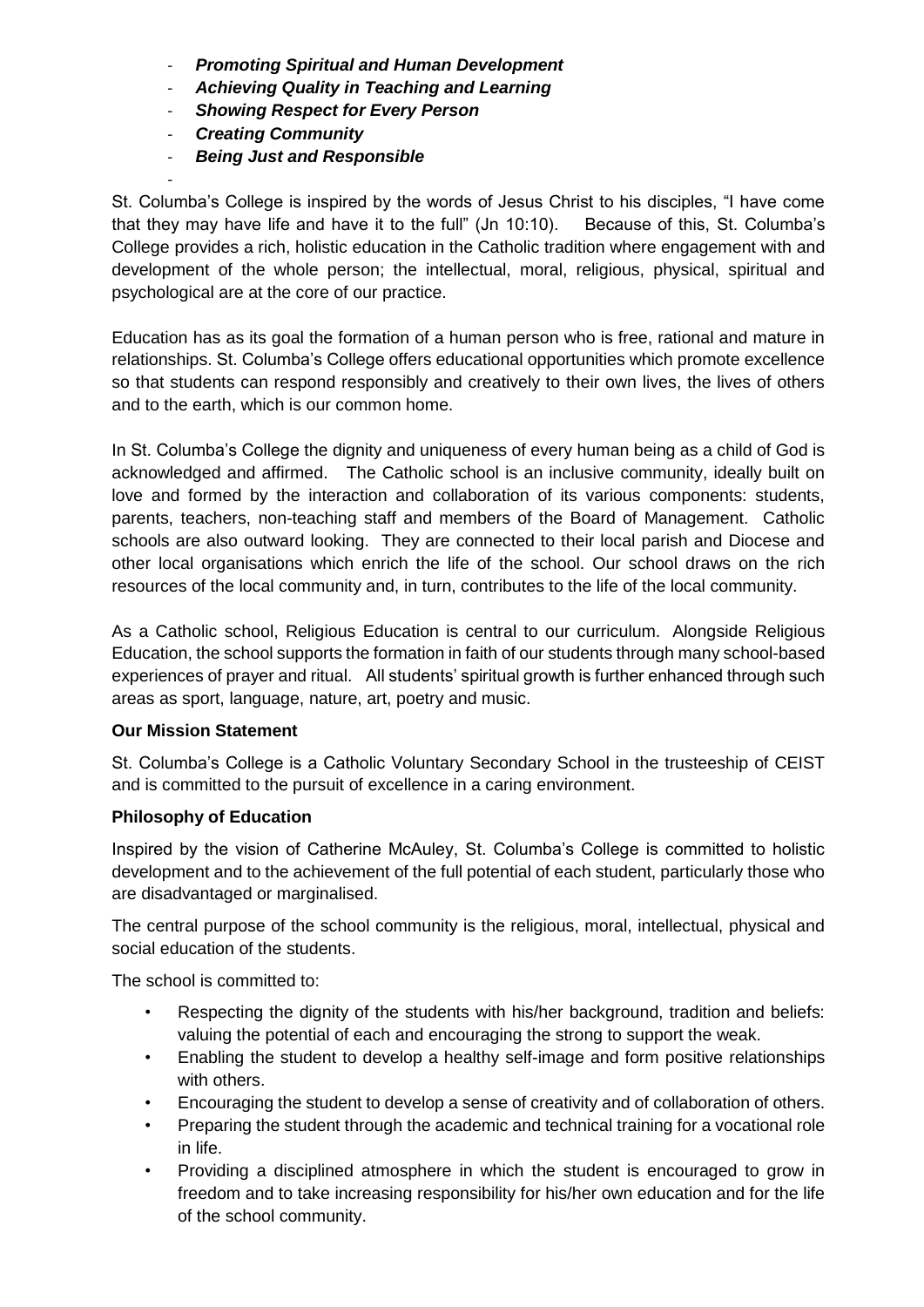- ***Promoting Spiritual and Human Development***
- ***Achieving Quality in Teaching and Learning***
- ***Showing Respect for Every Person***
- ***Creating Community***
- ***Being Just and Responsible***

St. Columba's College is inspired by the words of Jesus Christ to his disciples, "I have come that they may have life and have it to the full" (Jn 10:10). Because of this, St. Columba's College provides a rich, holistic education in the Catholic tradition where engagement with and development of the whole person; the intellectual, moral, religious, physical, spiritual and psychological are at the core of our practice.

Education has as its goal the formation of a human person who is free, rational and mature in relationships. St. Columba's College offers educational opportunities which promote excellence so that students can respond responsibly and creatively to their own lives, the lives of others and to the earth, which is our common home.

In St. Columba's College the dignity and uniqueness of every human being as a child of God is acknowledged and affirmed. The Catholic school is an inclusive community, ideally built on love and formed by the interaction and collaboration of its various components: students, parents, teachers, non-teaching staff and members of the Board of Management. Catholic schools are also outward looking. They are connected to their local parish and Diocese and other local organisations which enrich the life of the school. Our school draws on the rich resources of the local community and, in turn, contributes to the life of the local community.

As a Catholic school, Religious Education is central to our curriculum. Alongside Religious Education, the school supports the formation in faith of our students through many school-based experiences of prayer and ritual. All students' spiritual growth is further enhanced through such areas as sport, language, nature, art, poetry and music.

**Our Mission Statement**

St. Columba's College is a Catholic Voluntary Secondary School in the trusteeship of CEIST and is committed to the pursuit of excellence in a caring environment.

**Philosophy of Education**

Inspired by the vision of Catherine McAuley, St. Columba's College is committed to holistic development and to the achievement of the full potential of each student, particularly those who are disadvantaged or marginalised.

The central purpose of the school community is the religious, moral, intellectual, physical and social education of the students.

The school is committed to:

- Respecting the dignity of the students with his/her background, tradition and beliefs: valuing the potential of each and encouraging the strong to support the weak.
- Enabling the student to develop a healthy self-image and form positive relationships with others.
- Encouraging the student to develop a sense of creativity and of collaboration of others.
- Preparing the student through the academic and technical training for a vocational role in life.
- Providing a disciplined atmosphere in which the student is encouraged to grow in freedom and to take increasing responsibility for his/her own education and for the life of the school community.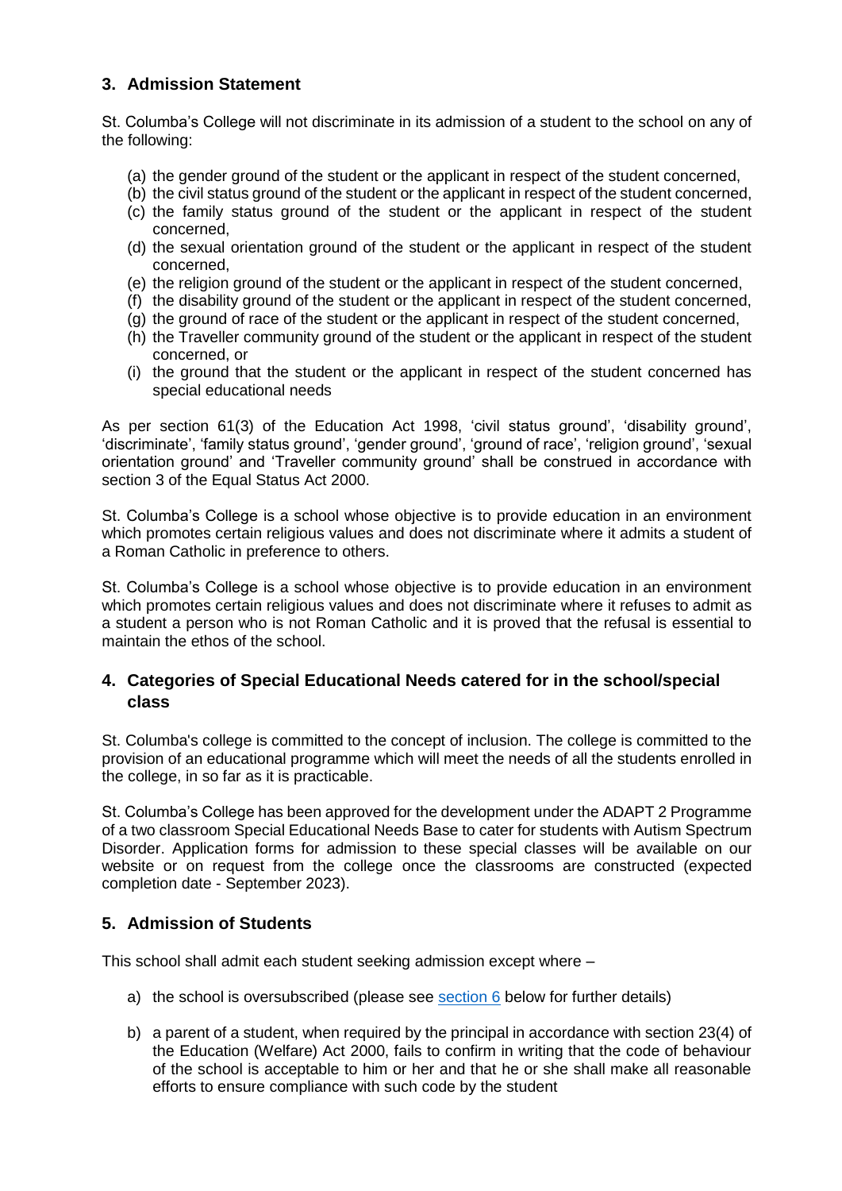## 3. Admission Statement

St. Columba's College will not discriminate in its admission of a student to the school on any of the following:

(a) the gender ground of the student or the applicant in respect of the student concerned,
(b) the civil status ground of the student or the applicant in respect of the student concerned,
(c) the family status ground of the student or the applicant in respect of the student concerned,
(d) the sexual orientation ground of the student or the applicant in respect of the student concerned,
(e) the religion ground of the student or the applicant in respect of the student concerned,
(f) the disability ground of the student or the applicant in respect of the student concerned,
(g) the ground of race of the student or the applicant in respect of the student concerned,
(h) the Traveller community ground of the student or the applicant in respect of the student concerned, or
(i) the ground that the student or the applicant in respect of the student concerned has special educational needs

As per section 61(3) of the Education Act 1998, 'civil status ground', 'disability ground', 'discriminate', 'family status ground', 'gender ground', 'ground of race', 'religion ground', 'sexual orientation ground' and 'Traveller community ground' shall be construed in accordance with section 3 of the Equal Status Act 2000.

St. Columba's College is a school whose objective is to provide education in an environment which promotes certain religious values and does not discriminate where it admits a student of a Roman Catholic in preference to others.

St. Columba's College is a school whose objective is to provide education in an environment which promotes certain religious values and does not discriminate where it refuses to admit as a student a person who is not Roman Catholic and it is proved that the refusal is essential to maintain the ethos of the school.

## 4. Categories of Special Educational Needs catered for in the school/special class

St. Columba's college is committed to the concept of inclusion. The college is committed to the provision of an educational programme which will meet the needs of all the students enrolled in the college, in so far as it is practicable.

St. Columba's College has been approved for the development under the ADAPT 2 Programme of a two classroom Special Educational Needs Base to cater for students with Autism Spectrum Disorder. Application forms for admission to these special classes will be available on our website or on request from the college once the classrooms are constructed (expected completion date - September 2023).

## 5. Admission of Students

This school shall admit each student seeking admission except where –

a) the school is oversubscribed (please see section 6 below for further details)

b) a parent of a student, when required by the principal in accordance with section 23(4) of the Education (Welfare) Act 2000, fails to confirm in writing that the code of behaviour of the school is acceptable to him or her and that he or she shall make all reasonable efforts to ensure compliance with such code by the student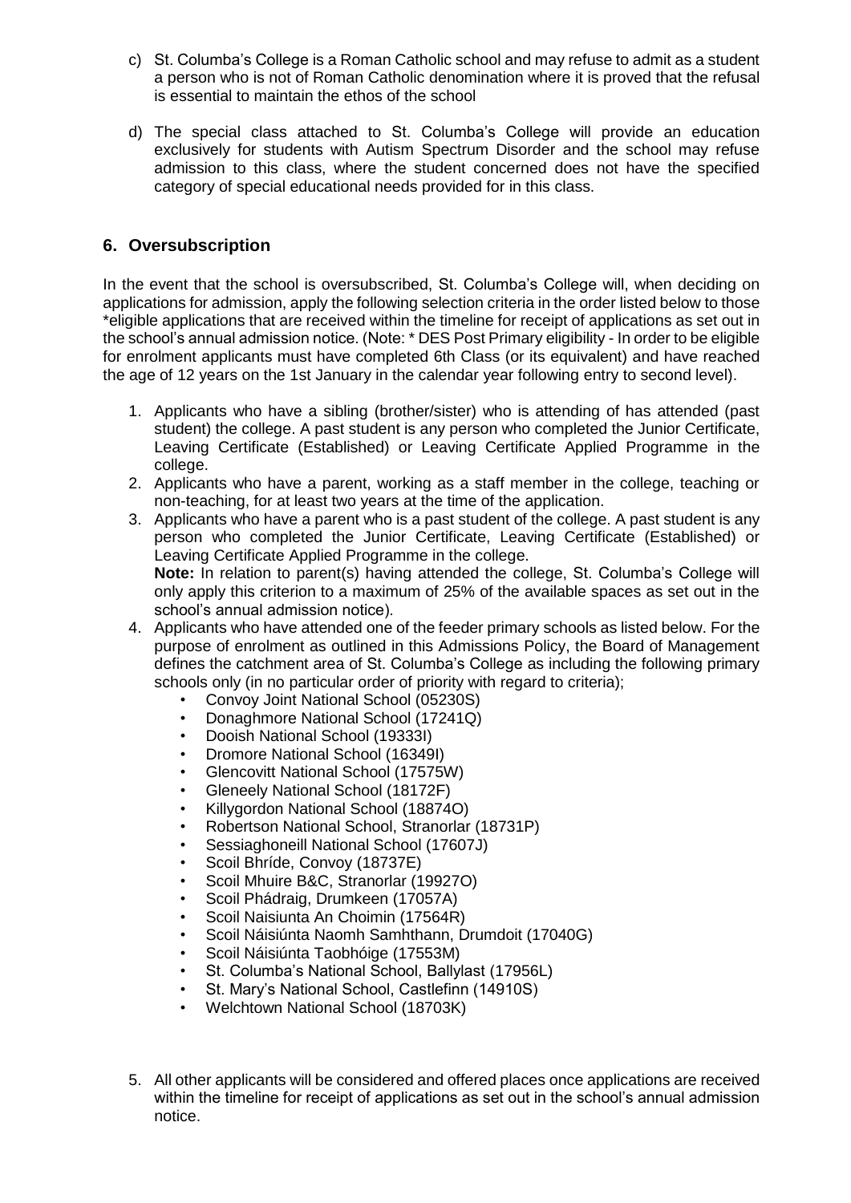c) St. Columba's College is a Roman Catholic school and may refuse to admit as a student a person who is not of Roman Catholic denomination where it is proved that the refusal is essential to maintain the ethos of the school

d) The special class attached to St. Columba's College will provide an education exclusively for students with Autism Spectrum Disorder and the school may refuse admission to this class, where the student concerned does not have the specified category of special educational needs provided for in this class.

## 6. Oversubscription

In the event that the school is oversubscribed, St. Columba's College will, when deciding on applications for admission, apply the following selection criteria in the order listed below to those *eligible applications that are received within the timeline for receipt of applications as set out in the school's annual admission notice. (Note: * DES Post Primary eligibility - In order to be eligible for enrolment applicants must have completed 6th Class (or its equivalent) and have reached the age of 12 years on the 1st January in the calendar year following entry to second level).

1. Applicants who have a sibling (brother/sister) who is attending of has attended (past student) the college. A past student is any person who completed the Junior Certificate, Leaving Certificate (Established) or Leaving Certificate Applied Programme in the college.
2. Applicants who have a parent, working as a staff member in the college, teaching or non-teaching, for at least two years at the time of the application.
3. Applicants who have a parent who is a past student of the college. A past student is any person who completed the Junior Certificate, Leaving Certificate (Established) or Leaving Certificate Applied Programme in the college.
   **Note:** In relation to parent(s) having attended the college, St. Columba's College will only apply this criterion to a maximum of 25% of the available spaces as set out in the school's annual admission notice).
4. Applicants who have attended one of the feeder primary schools as listed below. For the purpose of enrolment as outlined in this Admissions Policy, the Board of Management defines the catchment area of St. Columba's College as including the following primary schools only (in no particular order of priority with regard to criteria);
   - Convoy Joint National School (05230S)
   - Donaghmore National School (17241Q)
   - Dooish National School (19333I)
   - Dromore National School (16349I)
   - Glencovitt National School (17575W)
   - Gleneely National School (18172F)
   - Killygordon National School (18874O)
   - Robertson National School, Stranorlar (18731P)
   - Sessiaghoneill National School (17607J)
   - Scoil Bhríde, Convoy (18737E)
   - Scoil Mhuire B&C, Stranorlar (19927O)
   - Scoil Phádraig, Drumkeen (17057A)
   - Scoil Naisiunta An Choimin (17564R)
   - Scoil Náisiúnta Naomh Samhthann, Drumdoit (17040G)
   - Scoil Náisiúnta Taobhóige (17553M)
   - St. Columba's National School, Ballylast (17956L)
   - St. Mary's National School, Castlefinn (14910S)
   - Welchtown National School (18703K)
5. All other applicants will be considered and offered places once applications are received within the timeline for receipt of applications as set out in the school's annual admission notice.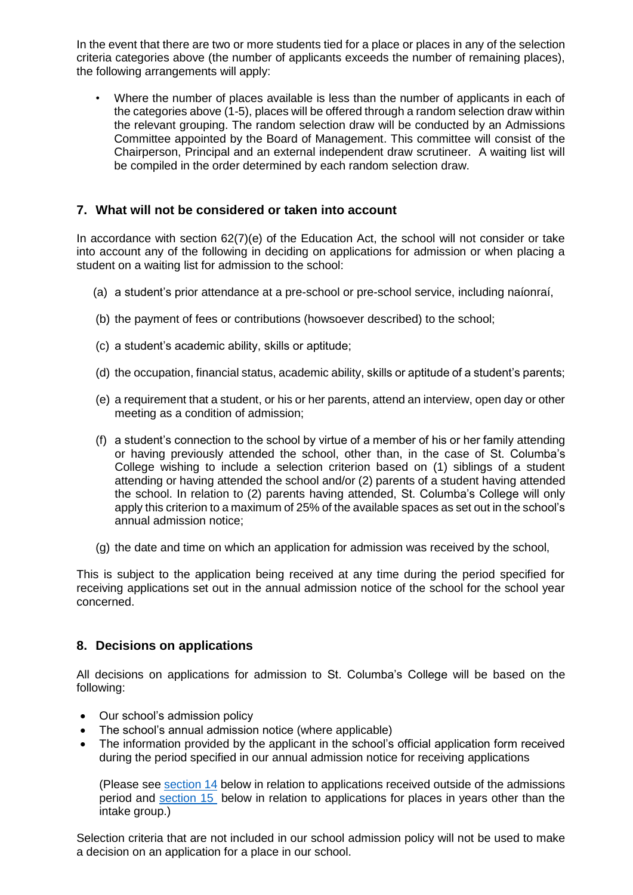In the event that there are two or more students tied for a place or places in any of the selection criteria categories above (the number of applicants exceeds the number of remaining places), the following arrangements will apply:

- Where the number of places available is less than the number of applicants in each of the categories above (1-5), places will be offered through a random selection draw within the relevant grouping. The random selection draw will be conducted by an Admissions Committee appointed by the Board of Management. This committee will consist of the Chairperson, Principal and an external independent draw scrutineer. A waiting list will be compiled in the order determined by each random selection draw.

## 7. What will not be considered or taken into account

In accordance with section 62(7)(e) of the Education Act, the school will not consider or take into account any of the following in deciding on applications for admission or when placing a student on a waiting list for admission to the school:

(a) a student's prior attendance at a pre-school or pre-school service, including naíonraí,

(b) the payment of fees or contributions (howsoever described) to the school;

(c) a student's academic ability, skills or aptitude;

(d) the occupation, financial status, academic ability, skills or aptitude of a student's parents;

(e) a requirement that a student, or his or her parents, attend an interview, open day or other meeting as a condition of admission;

(f) a student's connection to the school by virtue of a member of his or her family attending or having previously attended the school, other than, in the case of St. Columba's College wishing to include a selection criterion based on (1) siblings of a student attending or having attended the school and/or (2) parents of a student having attended the school. In relation to (2) parents having attended, St. Columba's College will only apply this criterion to a maximum of 25% of the available spaces as set out in the school's annual admission notice;

(g) the date and time on which an application for admission was received by the school,

This is subject to the application being received at any time during the period specified for receiving applications set out in the annual admission notice of the school for the school year concerned.

## 8. Decisions on applications

All decisions on applications for admission to St. Columba's College will be based on the following:

- Our school's admission policy
- The school's annual admission notice (where applicable)
- The information provided by the applicant in the school's official application form received during the period specified in our annual admission notice for receiving applications

(Please see section 14 below in relation to applications received outside of the admissions period and section 15 below in relation to applications for places in years other than the intake group.)

Selection criteria that are not included in our school admission policy will not be used to make a decision on an application for a place in our school.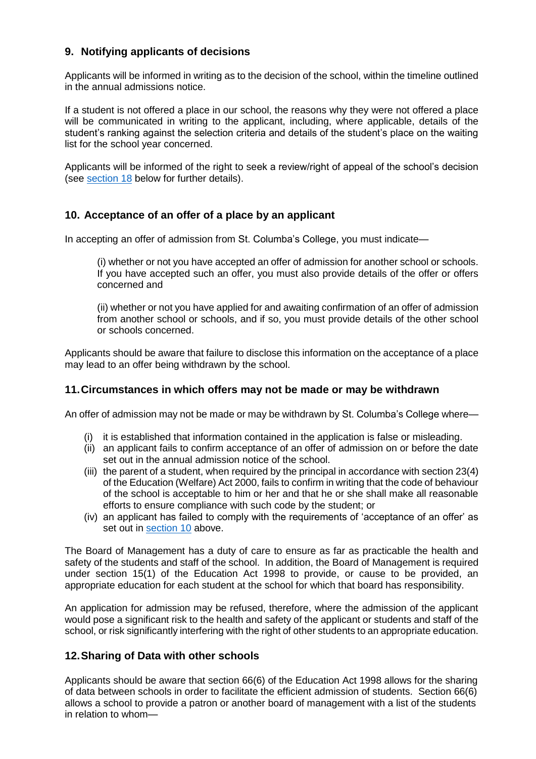## 9. Notifying applicants of decisions

Applicants will be informed in writing as to the decision of the school, within the timeline outlined in the annual admissions notice.

If a student is not offered a place in our school, the reasons why they were not offered a place will be communicated in writing to the applicant, including, where applicable, details of the student's ranking against the selection criteria and details of the student's place on the waiting list for the school year concerned.

Applicants will be informed of the right to seek a review/right of appeal of the school's decision (see section 18 below for further details).

## 10. Acceptance of an offer of a place by an applicant

In accepting an offer of admission from St. Columba's College, you must indicate—

> (i) whether or not you have accepted an offer of admission for another school or schools. If you have accepted such an offer, you must also provide details of the offer or offers concerned and
>
> (ii) whether or not you have applied for and awaiting confirmation of an offer of admission from another school or schools, and if so, you must provide details of the other school or schools concerned.

Applicants should be aware that failure to disclose this information on the acceptance of a place may lead to an offer being withdrawn by the school.

## 11. Circumstances in which offers may not be made or may be withdrawn

An offer of admission may not be made or may be withdrawn by St. Columba's College where—

- (i) it is established that information contained in the application is false or misleading.
- (ii) an applicant fails to confirm acceptance of an offer of admission on or before the date set out in the annual admission notice of the school.
- (iii) the parent of a student, when required by the principal in accordance with section 23(4) of the Education (Welfare) Act 2000, fails to confirm in writing that the code of behaviour of the school is acceptable to him or her and that he or she shall make all reasonable efforts to ensure compliance with such code by the student; or
- (iv) an applicant has failed to comply with the requirements of 'acceptance of an offer' as set out in section 10 above.

The Board of Management has a duty of care to ensure as far as practicable the health and safety of the students and staff of the school. In addition, the Board of Management is required under section 15(1) of the Education Act 1998 to provide, or cause to be provided, an appropriate education for each student at the school for which that board has responsibility.

An application for admission may be refused, therefore, where the admission of the applicant would pose a significant risk to the health and safety of the applicant or students and staff of the school, or risk significantly interfering with the right of other students to an appropriate education.

## 12. Sharing of Data with other schools

Applicants should be aware that section 66(6) of the Education Act 1998 allows for the sharing of data between schools in order to facilitate the efficient admission of students. Section 66(6) allows a school to provide a patron or another board of management with a list of the students in relation to whom—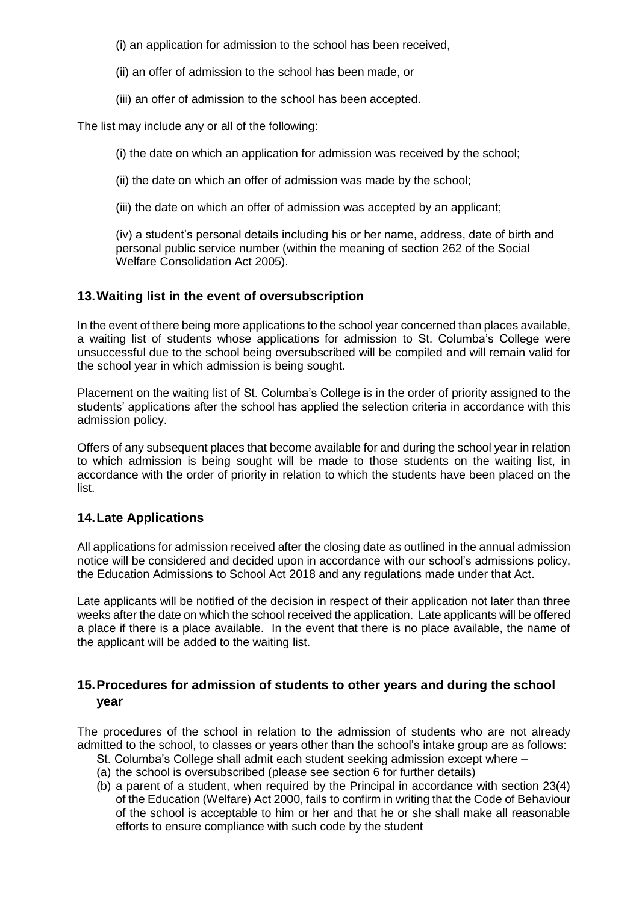(i) an application for admission to the school has been received,

(ii) an offer of admission to the school has been made, or

(iii) an offer of admission to the school has been accepted.

The list may include any or all of the following:

(i) the date on which an application for admission was received by the school;

(ii) the date on which an offer of admission was made by the school;

(iii) the date on which an offer of admission was accepted by an applicant;

(iv) a student's personal details including his or her name, address, date of birth and personal public service number (within the meaning of section 262 of the Social Welfare Consolidation Act 2005).

## 13. Waiting list in the event of oversubscription

In the event of there being more applications to the school year concerned than places available, a waiting list of students whose applications for admission to St. Columba's College were unsuccessful due to the school being oversubscribed will be compiled and will remain valid for the school year in which admission is being sought.

Placement on the waiting list of St. Columba's College is in the order of priority assigned to the students' applications after the school has applied the selection criteria in accordance with this admission policy.

Offers of any subsequent places that become available for and during the school year in relation to which admission is being sought will be made to those students on the waiting list, in accordance with the order of priority in relation to which the students have been placed on the list.

## 14. Late Applications

All applications for admission received after the closing date as outlined in the annual admission notice will be considered and decided upon in accordance with our school's admissions policy, the Education Admissions to School Act 2018 and any regulations made under that Act.

Late applicants will be notified of the decision in respect of their application not later than three weeks after the date on which the school received the application. Late applicants will be offered a place if there is a place available. In the event that there is no place available, the name of the applicant will be added to the waiting list.

## 15. Procedures for admission of students to other years and during the school year

The procedures of the school in relation to the admission of students who are not already admitted to the school, to classes or years other than the school's intake group are as follows:

St. Columba's College shall admit each student seeking admission except where –

(a) the school is oversubscribed (please see section 6 for further details)

(b) a parent of a student, when required by the Principal in accordance with section 23(4) of the Education (Welfare) Act 2000, fails to confirm in writing that the Code of Behaviour of the school is acceptable to him or her and that he or she shall make all reasonable efforts to ensure compliance with such code by the student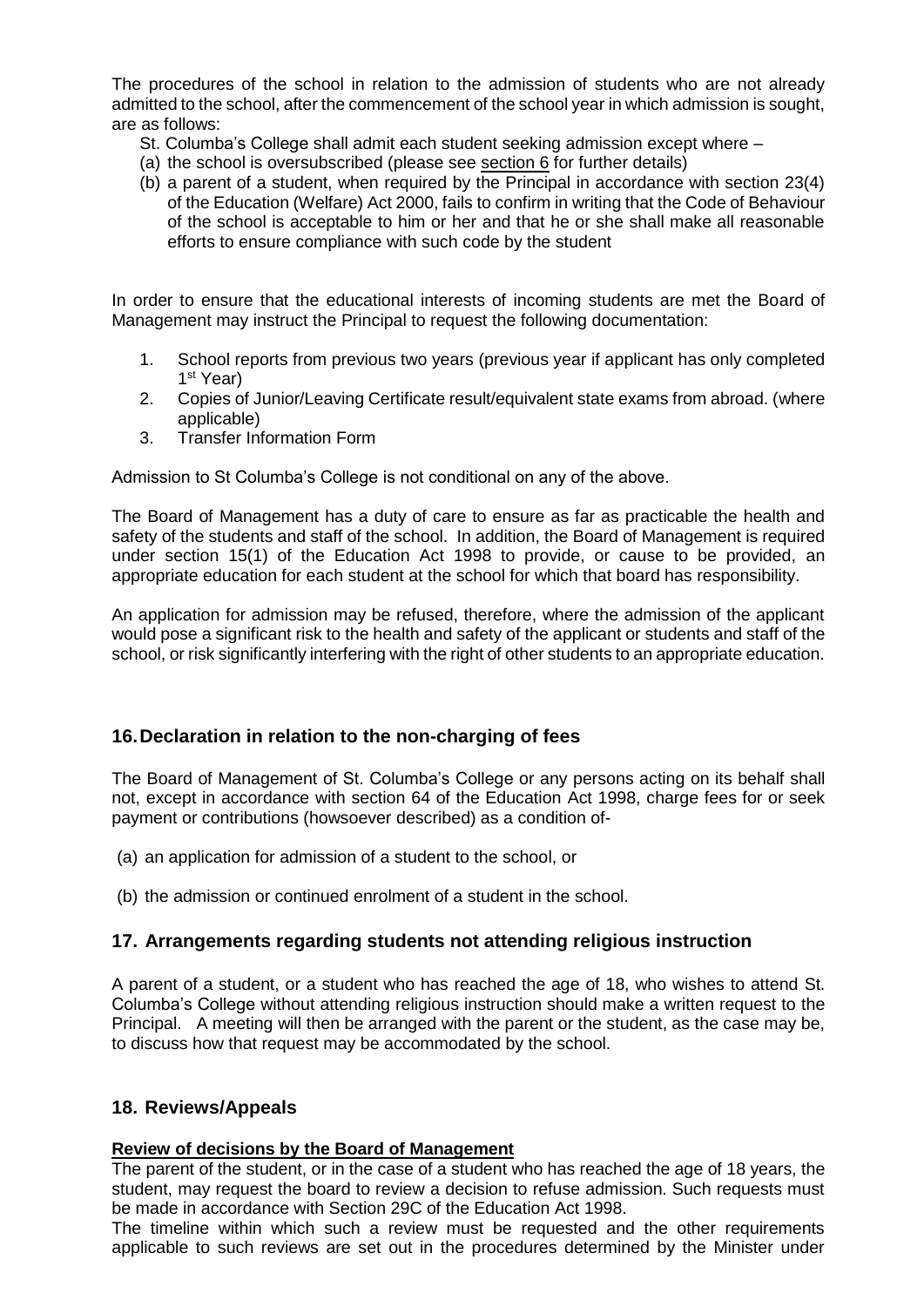The procedures of the school in relation to the admission of students who are not already admitted to the school, after the commencement of the school year in which admission is sought, are as follows:

St. Columba's College shall admit each student seeking admission except where –

(a) the school is oversubscribed (please see section 6 for further details)

(b) a parent of a student, when required by the Principal in accordance with section 23(4) of the Education (Welfare) Act 2000, fails to confirm in writing that the Code of Behaviour of the school is acceptable to him or her and that he or she shall make all reasonable efforts to ensure compliance with such code by the student

In order to ensure that the educational interests of incoming students are met the Board of Management may instruct the Principal to request the following documentation:

1. School reports from previous two years (previous year if applicant has only completed 1st Year)
2. Copies of Junior/Leaving Certificate result/equivalent state exams from abroad. (where applicable)
3. Transfer Information Form

Admission to St Columba's College is not conditional on any of the above.

The Board of Management has a duty of care to ensure as far as practicable the health and safety of the students and staff of the school. In addition, the Board of Management is required under section 15(1) of the Education Act 1998 to provide, or cause to be provided, an appropriate education for each student at the school for which that board has responsibility.

An application for admission may be refused, therefore, where the admission of the applicant would pose a significant risk to the health and safety of the applicant or students and staff of the school, or risk significantly interfering with the right of other students to an appropriate education.

## 16. Declaration in relation to the non-charging of fees

The Board of Management of St. Columba's College or any persons acting on its behalf shall not, except in accordance with section 64 of the Education Act 1998, charge fees for or seek payment or contributions (howsoever described) as a condition of-

(a) an application for admission of a student to the school, or

(b) the admission or continued enrolment of a student in the school.

## 17. Arrangements regarding students not attending religious instruction

A parent of a student, or a student who has reached the age of 18, who wishes to attend St. Columba's College without attending religious instruction should make a written request to the Principal. A meeting will then be arranged with the parent or the student, as the case may be, to discuss how that request may be accommodated by the school.

## 18. Reviews/Appeals

**Review of decisions by the Board of Management**

The parent of the student, or in the case of a student who has reached the age of 18 years, the student, may request the board to review a decision to refuse admission. Such requests must be made in accordance with Section 29C of the Education Act 1998.

The timeline within which such a review must be requested and the other requirements applicable to such reviews are set out in the procedures determined by the Minister under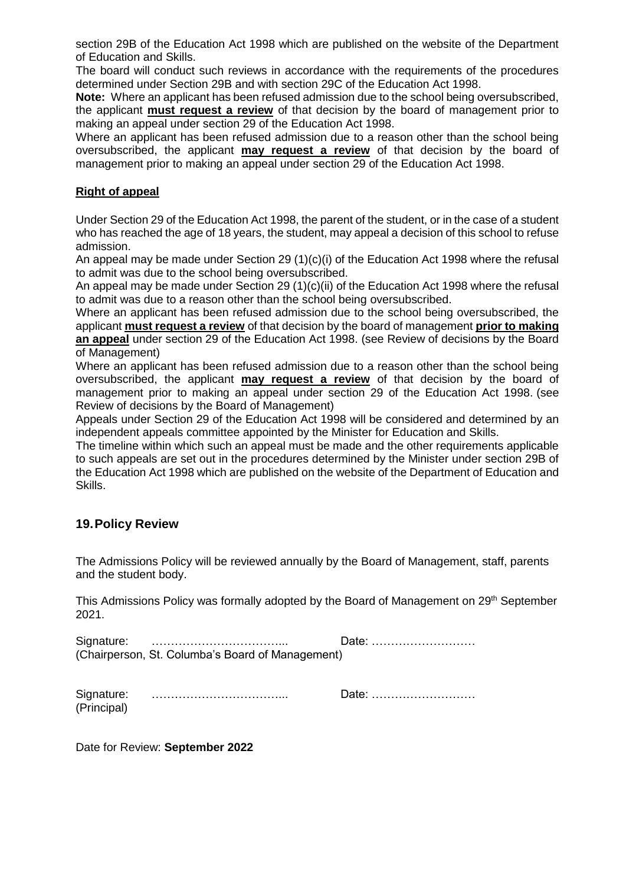section 29B of the Education Act 1998 which are published on the website of the Department of Education and Skills.

The board will conduct such reviews in accordance with the requirements of the procedures determined under Section 29B and with section 29C of the Education Act 1998.

**Note:** Where an applicant has been refused admission due to the school being oversubscribed, the applicant **must request a review** of that decision by the board of management prior to making an appeal under section 29 of the Education Act 1998.

Where an applicant has been refused admission due to a reason other than the school being oversubscribed, the applicant **may request a review** of that decision by the board of management prior to making an appeal under section 29 of the Education Act 1998.

**Right of appeal**

Under Section 29 of the Education Act 1998, the parent of the student, or in the case of a student who has reached the age of 18 years, the student, may appeal a decision of this school to refuse admission.

An appeal may be made under Section 29 (1)(c)(i) of the Education Act 1998 where the refusal to admit was due to the school being oversubscribed.

An appeal may be made under Section 29 (1)(c)(ii) of the Education Act 1998 where the refusal to admit was due to a reason other than the school being oversubscribed.

Where an applicant has been refused admission due to the school being oversubscribed, the applicant **must request a review** of that decision by the board of management **prior to making an appeal** under section 29 of the Education Act 1998. (see Review of decisions by the Board of Management)

Where an applicant has been refused admission due to a reason other than the school being oversubscribed, the applicant **may request a review** of that decision by the board of management prior to making an appeal under section 29 of the Education Act 1998. (see Review of decisions by the Board of Management)

Appeals under Section 29 of the Education Act 1998 will be considered and determined by an independent appeals committee appointed by the Minister for Education and Skills.

The timeline within which such an appeal must be made and the other requirements applicable to such appeals are set out in the procedures determined by the Minister under section 29B of the Education Act 1998 which are published on the website of the Department of Education and Skills.

## 19. Policy Review

The Admissions Policy will be reviewed annually by the Board of Management, staff, parents and the student body.

This Admissions Policy was formally adopted by the Board of Management on 29th September 2021.

Signature: …………………………….. Date: ………………………
(Chairperson, St. Columba's Board of Management)

Signature: …………………………….. Date: ………………………
(Principal)

Date for Review: **September 2022**